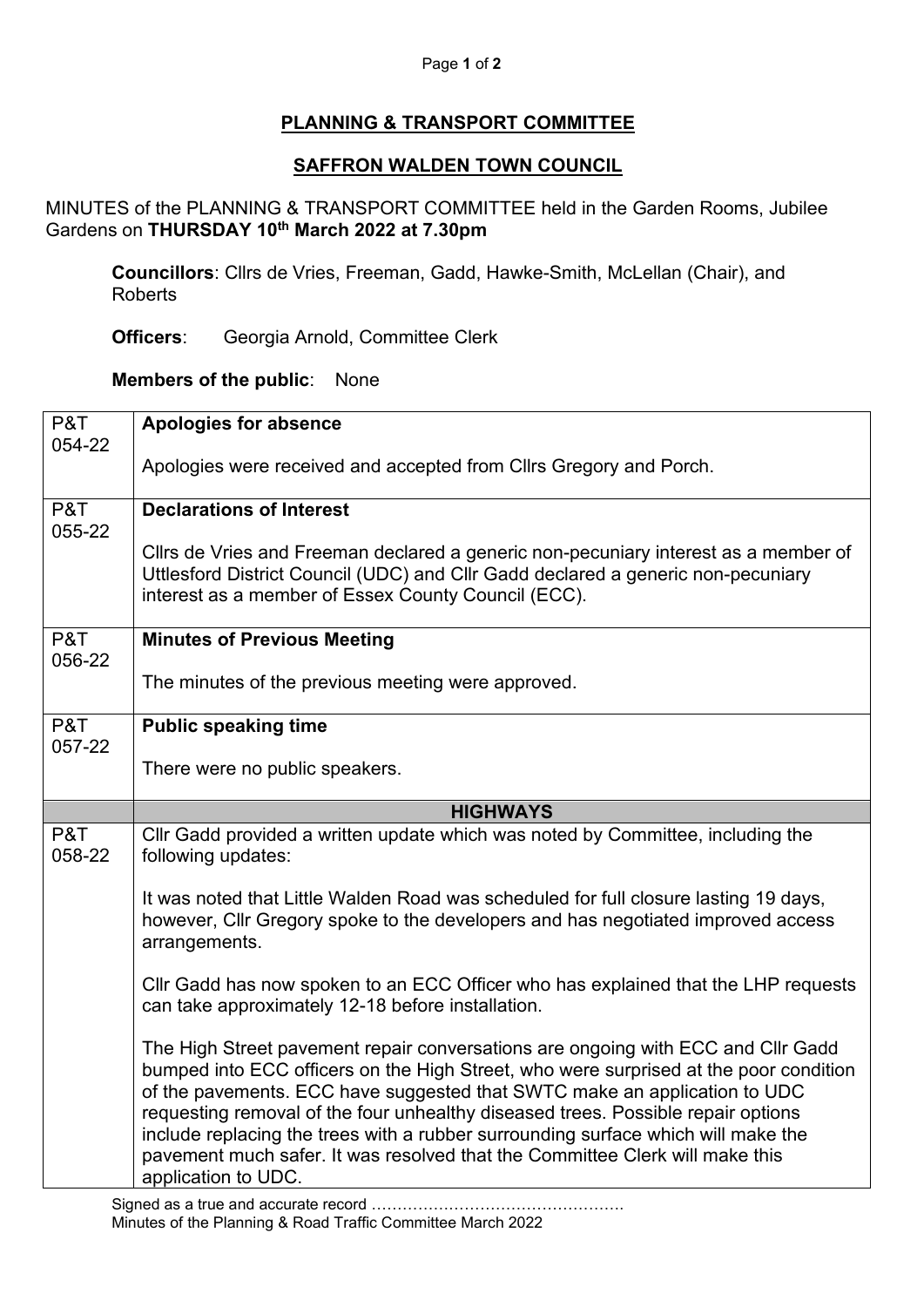# PLANNING & TRANSPORT COMMITTEE

## SAFFRON WALDEN TOWN COUNCIL

MINUTES of the PLANNING & TRANSPORT COMMITTEE held in the Garden Rooms, Jubilee Gardens on **THURSDAY 10th March 2022 at 7.30pm**

**Councillors**: Cllrs de Vries, Freeman, Gadd, Hawke-Smith, McLellan (Chair), and Roberts

**Officers**: Georgia Arnold, Committee Clerk

**Members of the public**: None

| | |
|---|---|
| P&T 054-22 | **Apologies for absence**<br><br>Apologies were received and accepted from Cllrs Gregory and Porch. |
| P&T 055-22 | **Declarations of Interest**<br><br>Cllrs de Vries and Freeman declared a generic non-pecuniary interest as a member of Uttlesford District Council (UDC) and Cllr Gadd declared a generic non-pecuniary interest as a member of Essex County Council (ECC). |
| P&T 056-22 | **Minutes of Previous Meeting**<br><br>The minutes of the previous meeting were approved. |
| P&T 057-22 | **Public speaking time**<br><br>There were no public speakers. |
| | **HIGHWAYS** |
| P&T 058-22 | Cllr Gadd provided a written update which was noted by Committee, including the following updates:<br><br>It was noted that Little Walden Road was scheduled for full closure lasting 19 days, however, Cllr Gregory spoke to the developers and has negotiated improved access arrangements.<br><br>Cllr Gadd has now spoken to an ECC Officer who has explained that the LHP requests can take approximately 12-18 before installation.<br><br>The High Street pavement repair conversations are ongoing with ECC and Cllr Gadd bumped into ECC officers on the High Street, who were surprised at the poor condition of the pavements. ECC have suggested that SWTC make an application to UDC requesting removal of the four unhealthy diseased trees. Possible repair options include replacing the trees with a rubber surrounding surface which will make the pavement much safer. It was resolved that the Committee Clerk will make this application to UDC. |

Signed as a true and accurate record ………………………………………….
Minutes of the Planning & Road Traffic Committee March 2022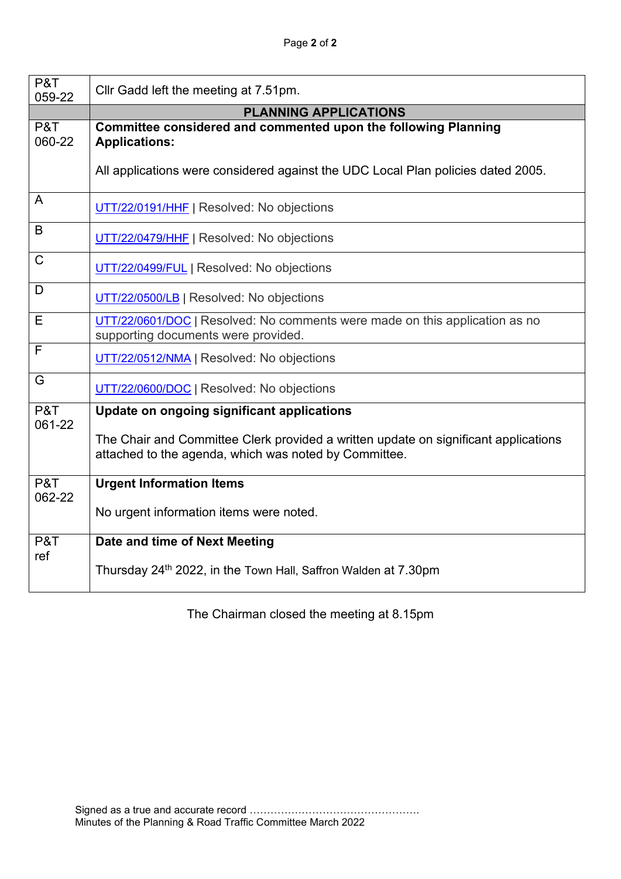| | |
|---|---|
| P&T 059-22 | Cllr Gadd left the meeting at 7.51pm. |
| | **PLANNING APPLICATIONS** |
| P&T 060-22 | **Committee considered and commented upon the following Planning Applications:**<br><br>All applications were considered against the UDC Local Plan policies dated 2005. |
| A | UTT/22/0191/HHF \| Resolved: No objections |
| B | UTT/22/0479/HHF \| Resolved: No objections |
| C | UTT/22/0499/FUL \| Resolved: No objections |
| D | UTT/22/0500/LB \| Resolved: No objections |
| E | UTT/22/0601/DOC \| Resolved: No comments were made on this application as no supporting documents were provided. |
| F | UTT/22/0512/NMA \| Resolved: No objections |
| G | UTT/22/0600/DOC \| Resolved: No objections |
| P&T 061-22 | **Update on ongoing significant applications**<br><br>The Chair and Committee Clerk provided a written update on significant applications attached to the agenda, which was noted by Committee. |
| P&T 062-22 | **Urgent Information Items**<br><br>No urgent information items were noted. |
| P&T ref | **Date and time of Next Meeting**<br><br>Thursday 24th 2022, in the Town Hall, Saffron Walden at 7.30pm |

The Chairman closed the meeting at 8.15pm

Signed as a true and accurate record ………………………………………….
Minutes of the Planning & Road Traffic Committee March 2022